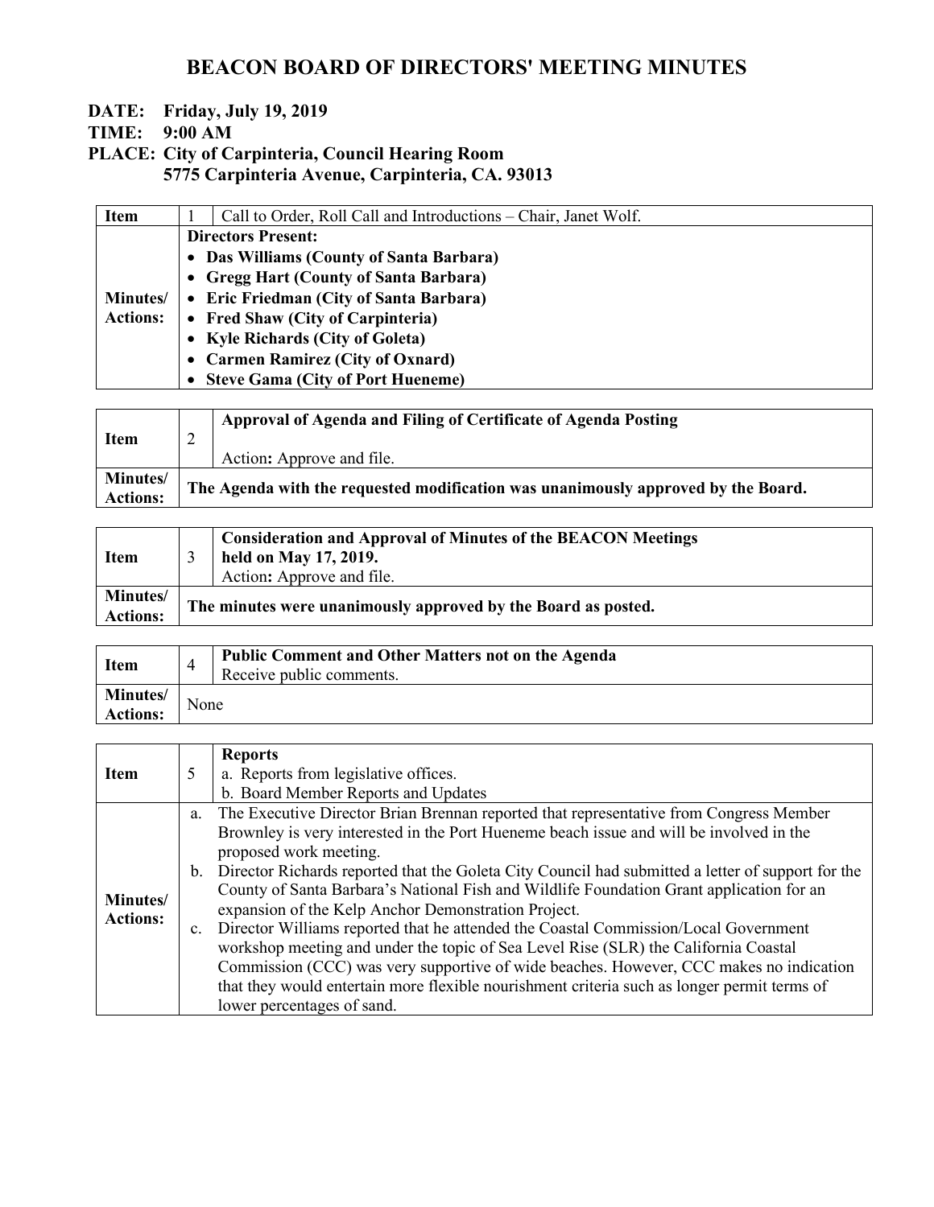# BEACON BOARD OF DIRECTORS' MEETING MINUTES

**DATE: Friday, July 19, 2019**
**TIME: 9:00 AM**
**PLACE: City of Carpinteria, Council Hearing Room**
**5775 Carpinteria Avenue, Carpinteria, CA. 93013**

| **Item** | 1 | Call to Order, Roll Call and Introductions – Chair, Janet Wolf. |
|---|---|---|
| **Minutes/ Actions:** | | **Directors Present:**<br>• **Das Williams (County of Santa Barbara)**<br>• **Gregg Hart (County of Santa Barbara)**<br>• **Eric Friedman (City of Santa Barbara)**<br>• **Fred Shaw (City of Carpinteria)**<br>• **Kyle Richards (City of Goleta)**<br>• **Carmen Ramirez (City of Oxnard)**<br>• **Steve Gama (City of Port Hueneme)** |

| **Item** | 2 | **Approval of Agenda and Filing of Certificate of Agenda Posting**<br><br>Action**:** Approve and file. |
|---|---|---|
| **Minutes/ Actions:** | | **The Agenda with the requested modification was unanimously approved by the Board.** |

| **Item** | 3 | **Consideration and Approval of Minutes of the BEACON Meetings held on May 17, 2019.**<br>Action**:** Approve and file. |
|---|---|---|
| **Minutes/ Actions:** | | **The minutes were unanimously approved by the Board as posted.** |

| **Item** | 4 | **Public Comment and Other Matters not on the Agenda**<br>Receive public comments. |
|---|---|---|
| **Minutes/ Actions:** | | None |

| **Item** | 5 | **Reports**<br>a. Reports from legislative offices.<br>b. Board Member Reports and Updates |
|---|---|---|
| **Minutes/ Actions:** | | a. The Executive Director Brian Brennan reported that representative from Congress Member Brownley is very interested in the Port Hueneme beach issue and will be involved in the proposed work meeting.<br>b. Director Richards reported that the Goleta City Council had submitted a letter of support for the County of Santa Barbara's National Fish and Wildlife Foundation Grant application for an expansion of the Kelp Anchor Demonstration Project.<br>c. Director Williams reported that he attended the Coastal Commission/Local Government workshop meeting and under the topic of Sea Level Rise (SLR) the California Coastal Commission (CCC) was very supportive of wide beaches. However, CCC makes no indication that they would entertain more flexible nourishment criteria such as longer permit terms of lower percentages of sand. |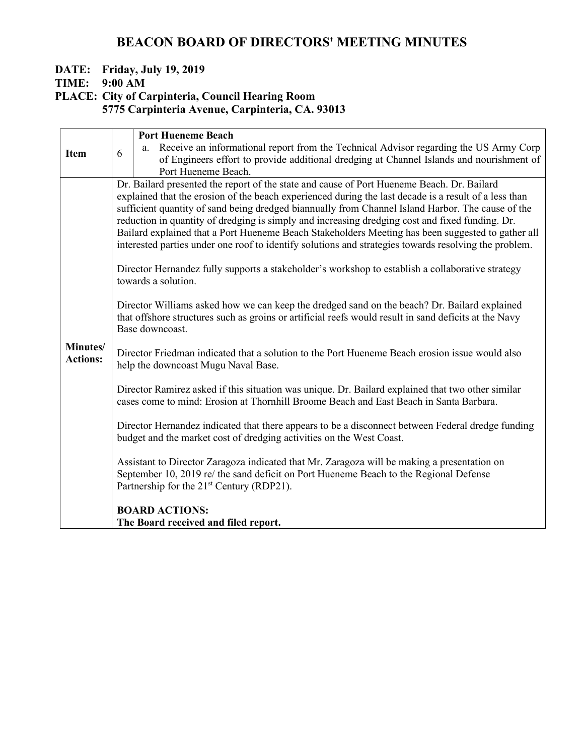# BEACON BOARD OF DIRECTORS' MEETING MINUTES

**DATE: Friday, July 19, 2019**
**TIME: 9:00 AM**
**PLACE: City of Carpinteria, Council Hearing Room**
**5775 Carpinteria Avenue, Carpinteria, CA. 93013**

| **Item** | 6 | **Port Hueneme Beach**<br>a. Receive an informational report from the Technical Advisor regarding the US Army Corp of Engineers effort to provide additional dredging at Channel Islands and nourishment of Port Hueneme Beach. |
|---|---|---|
| **Minutes/ Actions:** | Dr. Bailard presented the report of the state and cause of Port Hueneme Beach. Dr. Bailard explained that the erosion of the beach experienced during the last decade is a result of a less than sufficient quantity of sand being dredged biannually from Channel Island Harbor. The cause of the reduction in quantity of dredging is simply and increasing dredging cost and fixed funding. Dr. Bailard explained that a Port Hueneme Beach Stakeholders Meeting has been suggested to gather all interested parties under one roof to identify solutions and strategies towards resolving the problem.<br><br>Director Hernandez fully supports a stakeholder's workshop to establish a collaborative strategy towards a solution.<br><br>Director Williams asked how we can keep the dredged sand on the beach? Dr. Bailard explained that offshore structures such as groins or artificial reefs would result in sand deficits at the Navy Base downcoast.<br><br>Director Friedman indicated that a solution to the Port Hueneme Beach erosion issue would also help the downcoast Mugu Naval Base.<br><br>Director Ramirez asked if this situation was unique. Dr. Bailard explained that two other similar cases come to mind: Erosion at Thornhill Broome Beach and East Beach in Santa Barbara.<br><br>Director Hernandez indicated that there appears to be a disconnect between Federal dredge funding budget and the market cost of dredging activities on the West Coast.<br><br>Assistant to Director Zaragoza indicated that Mr. Zaragoza will be making a presentation on September 10, 2019 re/ the sand deficit on Port Hueneme Beach to the Regional Defense Partnership for the 21st Century (RDP21).<br><br>**BOARD ACTIONS:**<br>**The Board received and filed report.** | |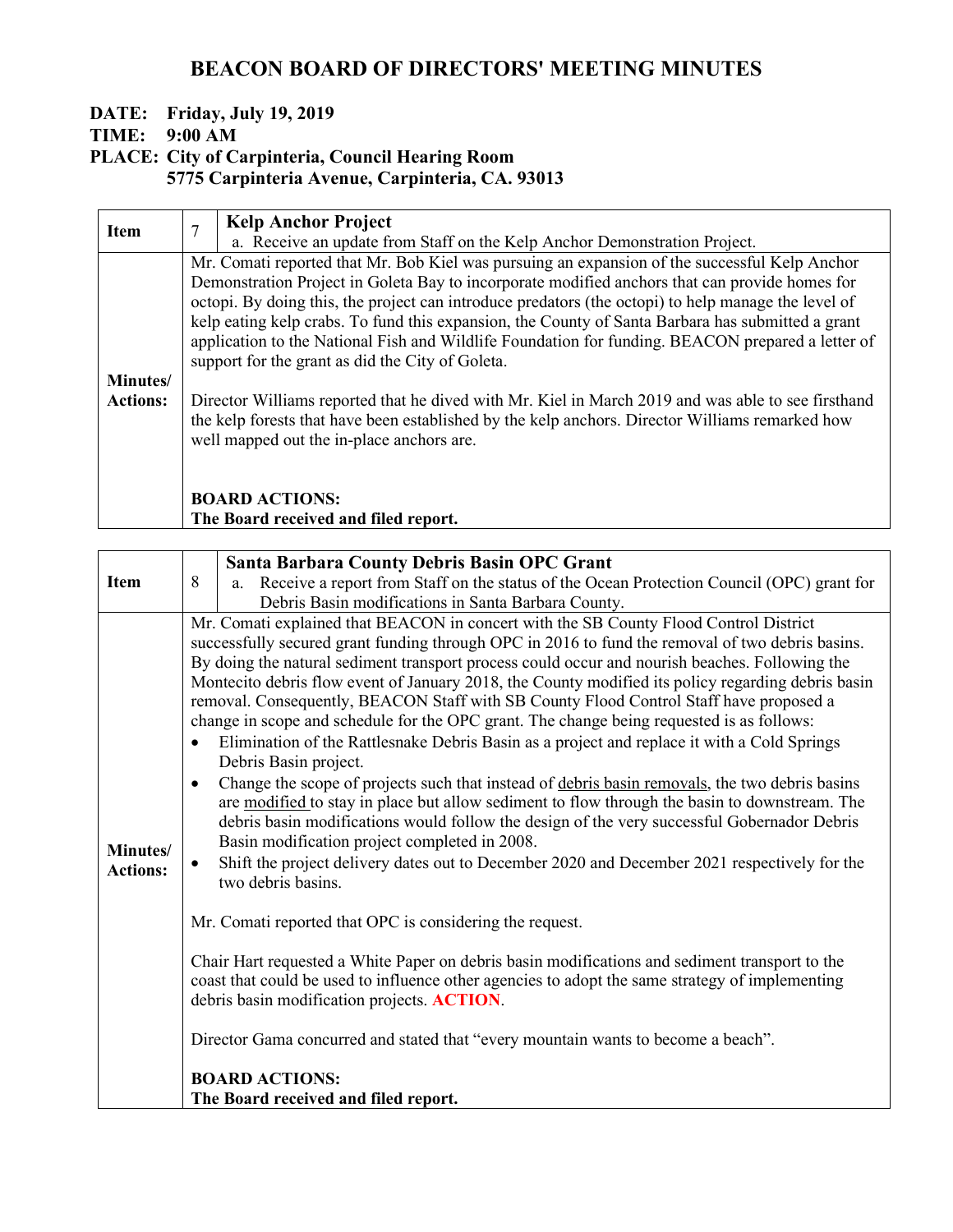# BEACON BOARD OF DIRECTORS' MEETING MINUTES

**DATE: Friday, July 19, 2019**
**TIME: 9:00 AM**
**PLACE: City of Carpinteria, Council Hearing Room**
**5775 Carpinteria Avenue, Carpinteria, CA. 93013**

| **Item** | 7 | **Kelp Anchor Project**<br>a. Receive an update from Staff on the Kelp Anchor Demonstration Project. |
|---|---|---|
| **Minutes/ Actions:** | | Mr. Comati reported that Mr. Bob Kiel was pursuing an expansion of the successful Kelp Anchor Demonstration Project in Goleta Bay to incorporate modified anchors that can provide homes for octopi. By doing this, the project can introduce predators (the octopi) to help manage the level of kelp eating kelp crabs. To fund this expansion, the County of Santa Barbara has submitted a grant application to the National Fish and Wildlife Foundation for funding. BEACON prepared a letter of support for the grant as did the City of Goleta.<br><br>Director Williams reported that he dived with Mr. Kiel in March 2019 and was able to see firsthand the kelp forests that have been established by the kelp anchors. Director Williams remarked how well mapped out the in-place anchors are.<br><br>**BOARD ACTIONS:**<br>**The Board received and filed report.** |

| **Item** | 8 | **Santa Barbara County Debris Basin OPC Grant**<br>a. Receive a report from Staff on the status of the Ocean Protection Council (OPC) grant for Debris Basin modifications in Santa Barbara County. |
|---|---|---|
| **Minutes/ Actions:** | | Mr. Comati explained that BEACON in concert with the SB County Flood Control District successfully secured grant funding through OPC in 2016 to fund the removal of two debris basins. By doing the natural sediment transport process could occur and nourish beaches. Following the Montecito debris flow event of January 2018, the County modified its policy regarding debris basin removal. Consequently, BEACON Staff with SB County Flood Control Staff have proposed a change in scope and schedule for the OPC grant. The change being requested is as follows:<br>• Elimination of the Rattlesnake Debris Basin as a project and replace it with a Cold Springs Debris Basin project.<br>• Change the scope of projects such that instead of debris basin removals, the two debris basins are modified to stay in place but allow sediment to flow through the basin to downstream. The debris basin modifications would follow the design of the very successful Gobernador Debris Basin modification project completed in 2008.<br>• Shift the project delivery dates out to December 2020 and December 2021 respectively for the two debris basins.<br><br>Mr. Comati reported that OPC is considering the request.<br><br>Chair Hart requested a White Paper on debris basin modifications and sediment transport to the coast that could be used to influence other agencies to adopt the same strategy of implementing debris basin modification projects. **ACTION**.<br><br>Director Gama concurred and stated that "every mountain wants to become a beach".<br><br>**BOARD ACTIONS:**<br>**The Board received and filed report.** |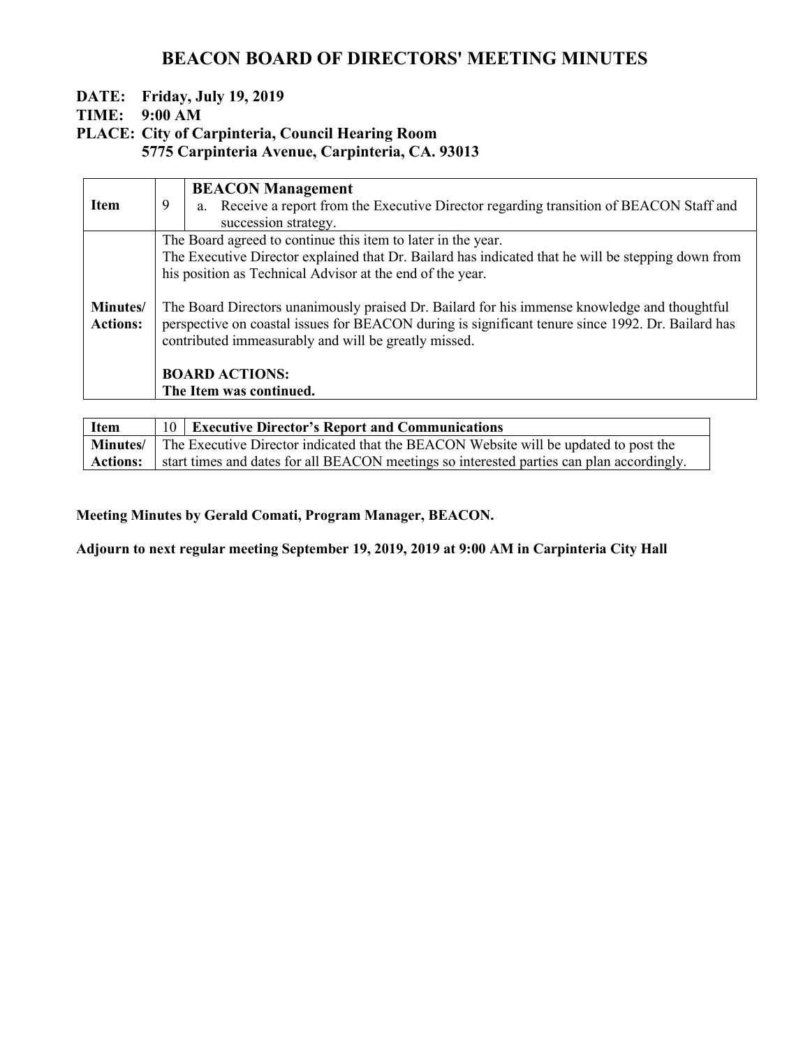# BEACON BOARD OF DIRECTORS' MEETING MINUTES

**DATE: Friday, July 19, 2019**
**TIME: 9:00 AM**
**PLACE: City of Carpinteria, Council Hearing Room**
**5775 Carpinteria Avenue, Carpinteria, CA. 93013**

| | | |
|---|---|---|
| **Item** | 9 | **BEACON Management**<br>a. Receive a report from the Executive Director regarding transition of BEACON Staff and succession strategy. |
| **Minutes/ Actions:** | The Board agreed to continue this item to later in the year.<br>The Executive Director explained that Dr. Bailard has indicated that he will be stepping down from his position as Technical Advisor at the end of the year.<br><br>The Board Directors unanimously praised Dr. Bailard for his immense knowledge and thoughtful perspective on coastal issues for BEACON during is significant tenure since 1992. Dr. Bailard has contributed immeasurably and will be greatly missed.<br><br>**BOARD ACTIONS:**<br>**The Item was continued.** | |

| | | |
|---|---|---|
| **Item** | 10 | **Executive Director's Report and Communications** |
| **Minutes/ Actions:** | The Executive Director indicated that the BEACON Website will be updated to post the start times and dates for all BEACON meetings so interested parties can plan accordingly. | |

**Meeting Minutes by Gerald Comati, Program Manager, BEACON.**

**Adjourn to next regular meeting September 19, 2019, 2019 at 9:00 AM in Carpinteria City Hall**